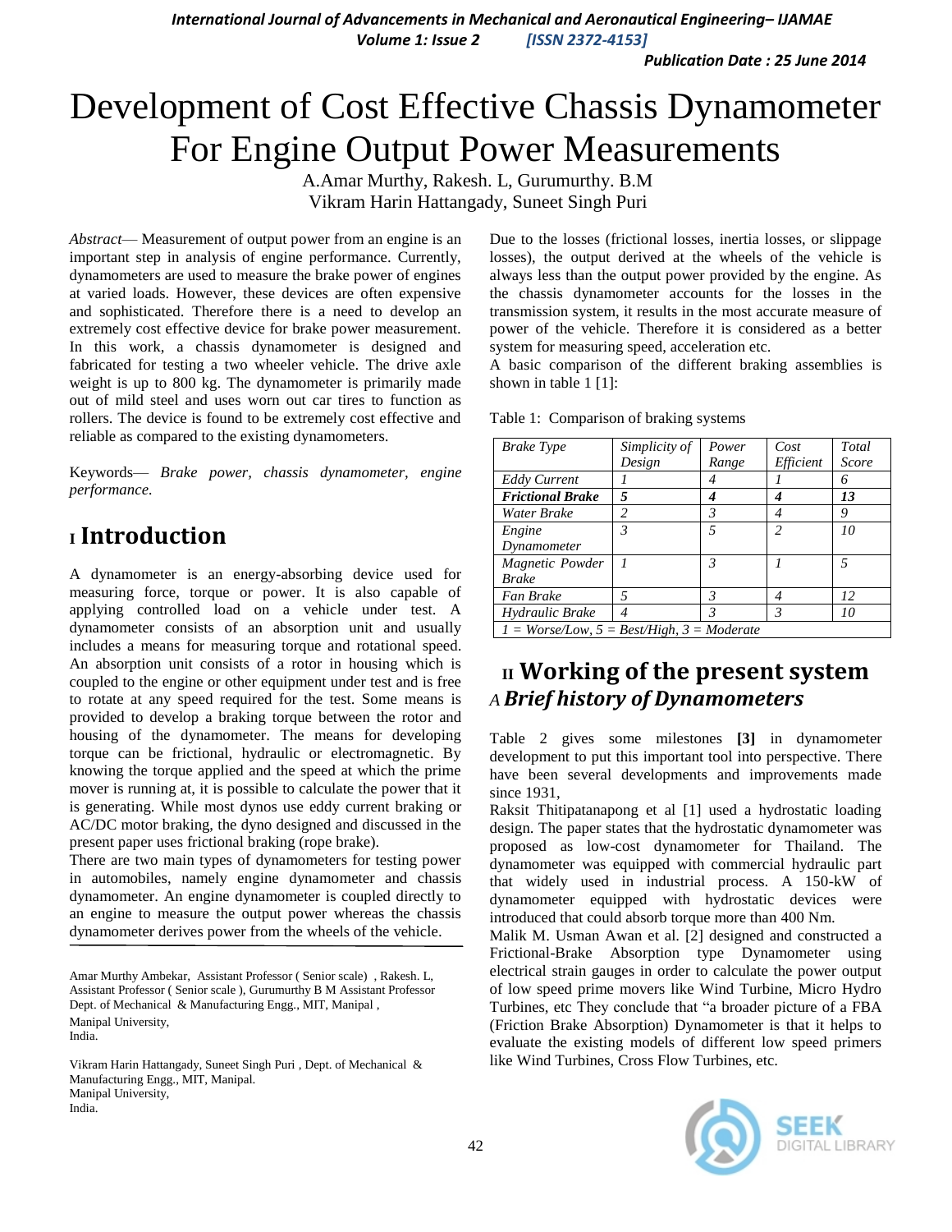# Development of Cost Effective Chassis Dynamometer For Engine Output Power Measurements

A.Amar Murthy, Rakesh. L, Gurumurthy. B.M
Vikram Harin Hattangady, Suneet Singh Puri

*Abstract*— Measurement of output power from an engine is an important step in analysis of engine performance. Currently, dynamometers are used to measure the brake power of engines at varied loads. However, these devices are often expensive and sophisticated. Therefore there is a need to develop an extremely cost effective device for brake power measurement. In this work, a chassis dynamometer is designed and fabricated for testing a two wheeler vehicle. The drive axle weight is up to 800 kg. The dynamometer is primarily made out of mild steel and uses worn out car tires to function as rollers. The device is found to be extremely cost effective and reliable as compared to the existing dynamometers.

Keywords— *Brake power, chassis dynamometer, engine performance.*

## I Introduction

A dynamometer is an energy-absorbing device used for measuring force, torque or power. It is also capable of applying controlled load on a vehicle under test. A dynamometer consists of an absorption unit and usually includes a means for measuring torque and rotational speed. An absorption unit consists of a rotor in housing which is coupled to the engine or other equipment under test and is free to rotate at any speed required for the test. Some means is provided to develop a braking torque between the rotor and housing of the dynamometer. The means for developing torque can be frictional, hydraulic or electromagnetic. By knowing the torque applied and the speed at which the prime mover is running at, it is possible to calculate the power that it is generating. While most dynos use eddy current braking or AC/DC motor braking, the dyno designed and discussed in the present paper uses frictional braking (rope brake).

There are two main types of dynamometers for testing power in automobiles, namely engine dynamometer and chassis dynamometer. An engine dynamometer is coupled directly to an engine to measure the output power whereas the chassis dynamometer derives power from the wheels of the vehicle.

Amar Murthy Ambekar, Assistant Professor ( Senior scale) , Rakesh. L, Assistant Professor ( Senior scale ), Gurumurthy B M Assistant Professor Dept. of Mechanical & Manufacturing Engg., MIT, Manipal , Manipal University, India.

Vikram Harin Hattangady, Suneet Singh Puri , Dept. of Mechanical & Manufacturing Engg., MIT, Manipal. Manipal University, India.

Due to the losses (frictional losses, inertia losses, or slippage losses), the output derived at the wheels of the vehicle is always less than the output power provided by the engine. As the chassis dynamometer accounts for the losses in the transmission system, it results in the most accurate measure of power of the vehicle. Therefore it is considered as a better system for measuring speed, acceleration etc.

A basic comparison of the different braking assemblies is shown in table 1 [1]:

Table 1: Comparison of braking systems

| *Brake Type* | *Simplicity of Design* | *Power Range* | *Cost Efficient* | *Total Score* |
|---|---|---|---|---|
| *Eddy Current* | *1* | *4* | *1* | *6* |
| ***Frictional Brake*** | ***5*** | ***4*** | ***4*** | ***13*** |
| *Water Brake* | *2* | *3* | *4* | *9* |
| *Engine Dynamometer* | *3* | *5* | *2* | *10* |
| *Magnetic Powder Brake* | *1* | *3* | *1* | *5* |
| *Fan Brake* | *5* | *3* | *4* | *12* |
| *Hydraulic Brake* | *4* | *3* | *3* | *10* |
| *1 = Worse/Low, 5 = Best/High, 3 = Moderate* | | | | |

## II Working of the present system

### A *Brief history of Dynamometers*

Table 2 gives some milestones **[3]** in dynamometer development to put this important tool into perspective. There have been several developments and improvements made since 1931,

Raksit Thitipatanapong et al [1] used a hydrostatic loading design. The paper states that the hydrostatic dynamometer was proposed as low-cost dynamometer for Thailand. The dynamometer was equipped with commercial hydraulic part that widely used in industrial process. A 150-kW of dynamometer equipped with hydrostatic devices were introduced that could absorb torque more than 400 Nm.

Malik M. Usman Awan et al. [2] designed and constructed a Frictional-Brake Absorption type Dynamometer using electrical strain gauges in order to calculate the power output of low speed prime movers like Wind Turbine, Micro Hydro Turbines, etc They conclude that "a broader picture of a FBA (Friction Brake Absorption) Dynamometer is that it helps to evaluate the existing models of different low speed primers like Wind Turbines, Cross Flow Turbines, etc.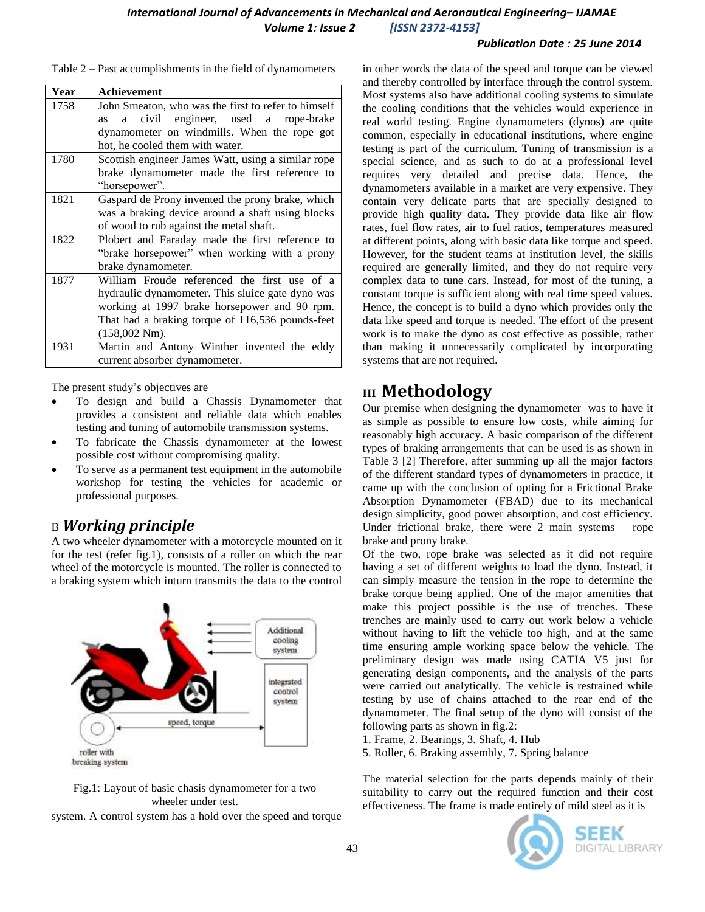Table 2 – Past accomplishments in the field of dynamometers

| Year | Achievement |
|---|---|
| 1758 | John Smeaton, who was the first to refer to himself as a civil engineer, used a rope-brake dynamometer on windmills. When the rope got hot, he cooled them with water. |
| 1780 | Scottish engineer James Watt, using a similar rope brake dynamometer made the first reference to "horsepower". |
| 1821 | Gaspard de Prony invented the prony brake, which was a braking device around a shaft using blocks of wood to rub against the metal shaft. |
| 1822 | Plobert and Faraday made the first reference to "brake horsepower" when working with a prony brake dynamometer. |
| 1877 | William Froude referenced the first use of a hydraulic dynamometer. This sluice gate dyno was working at 1997 brake horsepower and 90 rpm. That had a braking torque of 116,536 pounds-feet (158,002 Nm). |
| 1931 | Martin and Antony Winther invented the eddy current absorber dynamometer. |

The present study's objectives are

- To design and build a Chassis Dynamometer that provides a consistent and reliable data which enables testing and tuning of automobile transmission systems.
- To fabricate the Chassis dynamometer at the lowest possible cost without compromising quality.
- To serve as a permanent test equipment in the automobile workshop for testing the vehicles for academic or professional purposes.

## B *Working principle*

A two wheeler dynamometer with a motorcycle mounted on it for the test (refer fig.1), consists of a roller on which the rear wheel of the motorcycle is mounted. The roller is connected to a braking system which inturn transmits the data to the control system. A control system has a hold over the speed and torque in other words the data of the speed and torque can be viewed and thereby controlled by interface through the control system. Most systems also have additional cooling systems to simulate the cooling conditions that the vehicles would experience in real world testing. Engine dynamometers (dynos) are quite common, especially in educational institutions, where engine testing is part of the curriculum. Tuning of transmission is a special science, and as such to do at a professional level requires very detailed and precise data. Hence, the dynamometers available in a market are very expensive. They contain very delicate parts that are specially designed to provide high quality data. They provide data like air flow rates, fuel flow rates, air to fuel ratios, temperatures measured at different points, along with basic data like torque and speed. However, for the student teams at institution level, the skills required are generally limited, and they do not require very complex data to tune cars. Instead, for most of the tuning, a constant torque is sufficient along with real time speed values. Hence, the concept is to build a dyno which provides only the data like speed and torque is needed. The effort of the present work is to make the dyno as cost effective as possible, rather than making it unnecessarily complicated by incorporating systems that are not required.

Fig.1: Layout of basic chasis dynamometer for a two wheeler under test.

# III Methodology

Our premise when designing the dynamometer was to have it as simple as possible to ensure low costs, while aiming for reasonably high accuracy. A basic comparison of the different types of braking arrangements that can be used is as shown in Table 3 [2] Therefore, after summing up all the major factors of the different standard types of dynamometers in practice, it came up with the conclusion of opting for a Frictional Brake Absorption Dynamometer (FBAD) due to its mechanical design simplicity, good power absorption, and cost efficiency. Under frictional brake, there were 2 main systems – rope brake and prony brake.

Of the two, rope brake was selected as it did not require having a set of different weights to load the dyno. Instead, it can simply measure the tension in the rope to determine the brake torque being applied. One of the major amenities that make this project possible is the use of trenches. These trenches are mainly used to carry out work below a vehicle without having to lift the vehicle too high, and at the same time ensuring ample working space below the vehicle. The preliminary design was made using CATIA V5 just for generating design components, and the analysis of the parts were carried out analytically. The vehicle is restrained while testing by use of chains attached to the rear end of the dynamometer. The final setup of the dyno will consist of the following parts as shown in fig.2:

1. Frame, 2. Bearings, 3. Shaft, 4. Hub
5. Roller, 6. Braking assembly, 7. Spring balance

The material selection for the parts depends mainly of their suitability to carry out the required function and their cost effectiveness. The frame is made entirely of mild steel as it is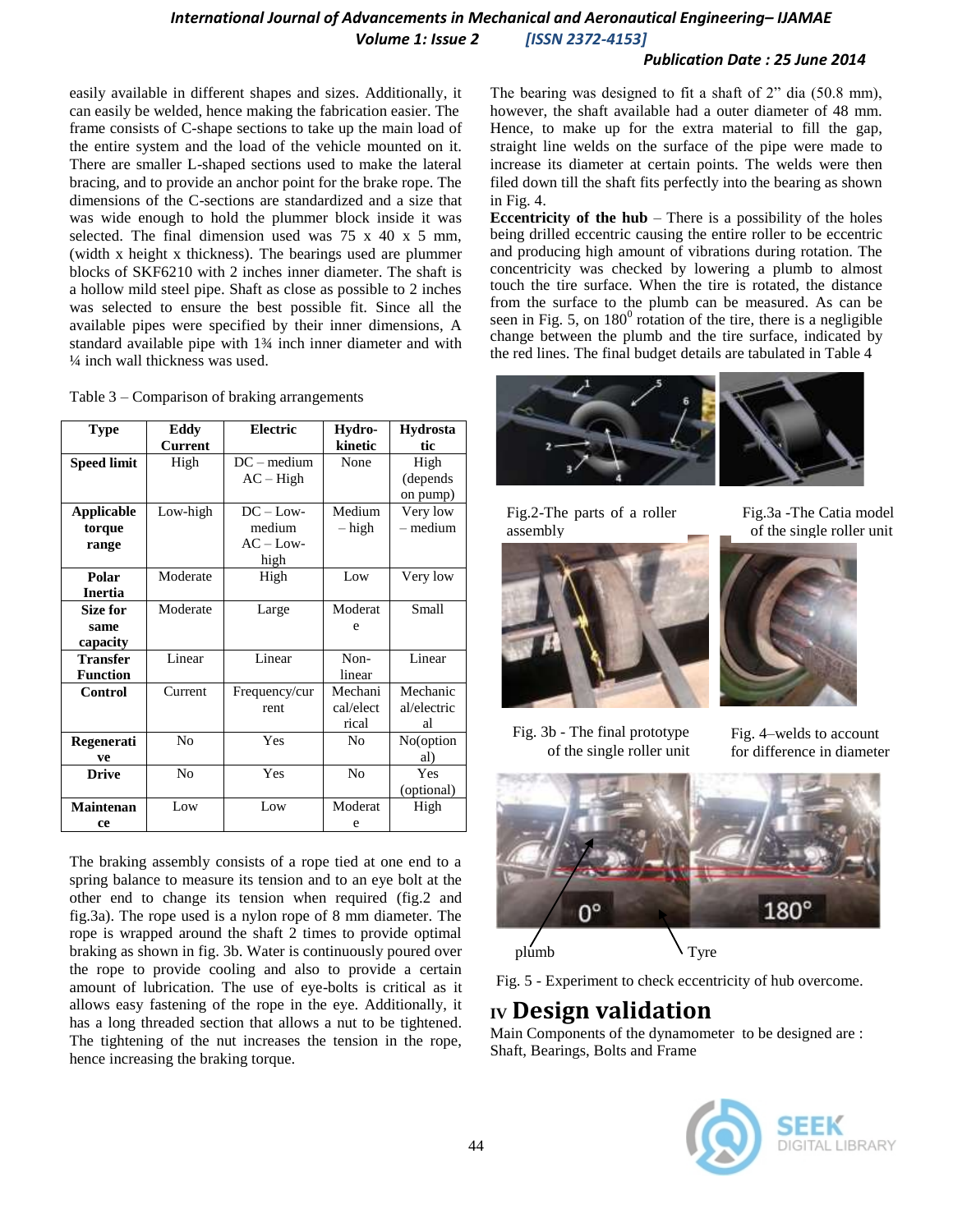easily available in different shapes and sizes. Additionally, it can easily be welded, hence making the fabrication easier. The frame consists of C-shape sections to take up the main load of the entire system and the load of the vehicle mounted on it. There are smaller L-shaped sections used to make the lateral bracing, and to provide an anchor point for the brake rope. The dimensions of the C-sections are standardized and a size that was wide enough to hold the plummer block inside it was selected. The final dimension used was 75 x 40 x 5 mm, (width x height x thickness). The bearings used are plummer blocks of SKF6210 with 2 inches inner diameter. The shaft is a hollow mild steel pipe. Shaft as close as possible to 2 inches was selected to ensure the best possible fit. Since all the available pipes were specified by their inner dimensions, A standard available pipe with 1¾ inch inner diameter and with ¼ inch wall thickness was used.

Table 3 – Comparison of braking arrangements

| Type | Eddy Current | Electric | Hydro-kinetic | Hydrostatic |
|---|---|---|---|---|
| Speed limit | High | DC – medium AC – High | None | High (depends on pump) |
| Applicable torque range | Low-high | DC – Low-medium AC – Low-high | Medium – high | Very low – medium |
| Polar Inertia | Moderate | High | Low | Very low |
| Size for same capacity | Moderate | Large | Moderate | Small |
| Transfer Function | Linear | Linear | Non-linear | Linear |
| Control | Current | Frequency/current | Mechanical/electrical | Mechanical/electrical |
| Regenerative | No | Yes | No | No(optional) |
| Drive | No | Yes | No | Yes (optional) |
| Maintenance | Low | Low | Moderate | High |

The braking assembly consists of a rope tied at one end to a spring balance to measure its tension and to an eye bolt at the other end to change its tension when required (fig.2 and fig.3a). The rope used is a nylon rope of 8 mm diameter. The rope is wrapped around the shaft 2 times to provide optimal braking as shown in fig. 3b. Water is continuously poured over the rope to provide cooling and also to provide a certain amount of lubrication. The use of eye-bolts is critical as it allows easy fastening of the rope in the eye. Additionally, it has a long threaded section that allows a nut to be tightened. The tightening of the nut increases the tension in the rope, hence increasing the braking torque.

The bearing was designed to fit a shaft of 2" dia (50.8 mm), however, the shaft available had a outer diameter of 48 mm. Hence, to make up for the extra material to fill the gap, straight line welds on the surface of the pipe were made to increase its diameter at certain points. The welds were then filed down till the shaft fits perfectly into the bearing as shown in Fig. 4.

**Eccentricity of the hub** – There is a possibility of the holes being drilled eccentric causing the entire roller to be eccentric and producing high amount of vibrations during rotation. The concentricity was checked by lowering a plumb to almost touch the tire surface. When the tire is rotated, the distance from the surface to the plumb can be measured. As can be seen in Fig. 5, on 180$^0$ rotation of the tire, there is a negligible change between the plumb and the tire surface, indicated by the red lines. The final budget details are tabulated in Table 4

Fig.2-The parts of a roller assembly

Fig.3a -The Catia model of the single roller unit

Fig. 3b - The final prototype of the single roller unit

Fig. 4–welds to account for difference in diameter

Fig. 5 - Experiment to check eccentricity of hub overcome.

## IV Design validation

Main Components of the dynamometer to be designed are : Shaft, Bearings, Bolts and Frame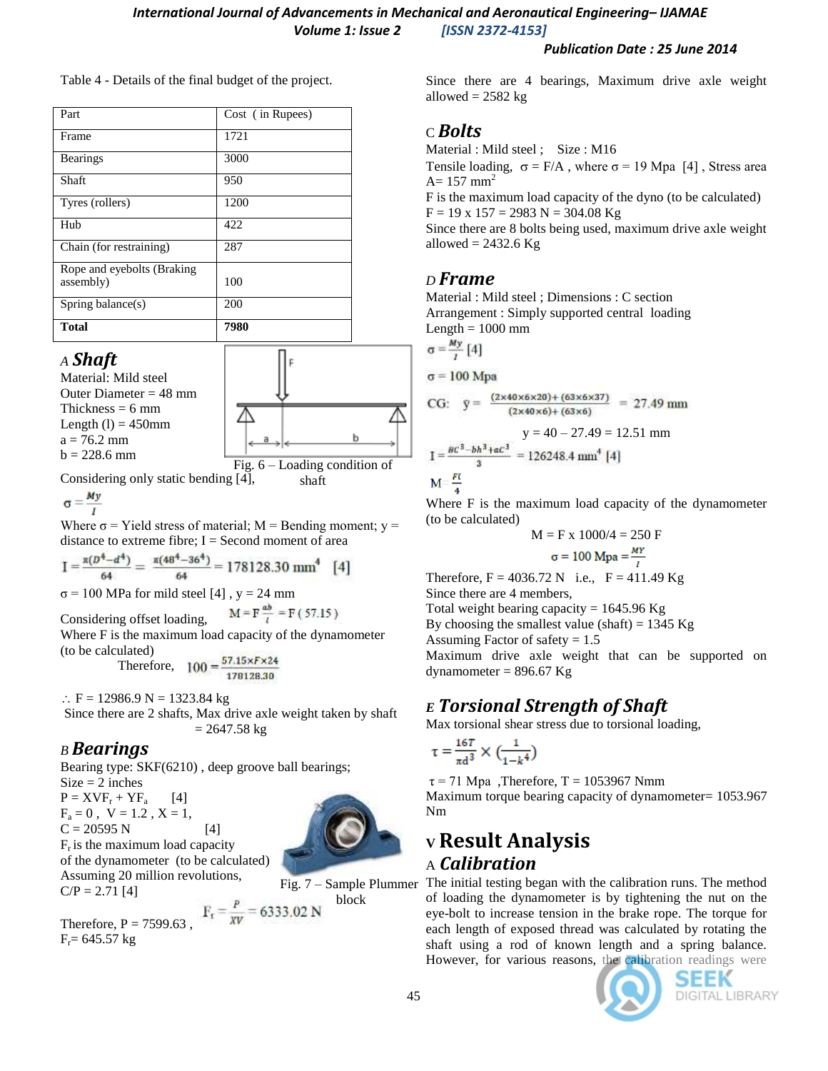Table 4 - Details of the final budget of the project.

| Part | Cost ( in Rupees) |
|---|---|
| Frame | 1721 |
| Bearings | 3000 |
| Shaft | 950 |
| Tyres (rollers) | 1200 |
| Hub | 422 |
| Chain (for restraining) | 287 |
| Rope and eyebolts (Braking assembly) | 100 |
| Spring balance(s) | 200 |
| **Total** | **7980** |

### A *Shaft*

Material: Mild steel
Outer Diameter = 48 mm
Thickness = 6 mm
Length (l) = 450mm
a = 76.2 mm
b = 228.6 mm

Fig. 6 – Loading condition of shaft

Considering only static bending [4],

$$\sigma = \frac{My}{I}$$

Where σ = Yield stress of material; M = Bending moment; y = distance to extreme fibre; I = Second moment of area

$$I = \frac{\pi(D^4 - d^4)}{64} = \frac{\pi(48^4 - 36^4)}{64} = 178128.30 \text{ mm}^4 \quad [4]$$

σ = 100 MPa for mild steel [4] , y = 24 mm

Considering offset loading, $M = F\frac{ab}{l} = F\,(57.15)$

Where F is the maximum load capacity of the dynamometer (to be calculated)

Therefore, $100 = \frac{57.15 \times F \times 24}{178128.30}$

∴ F = 12986.9 N = 1323.84 kg

Since there are 2 shafts, Max drive axle weight taken by shaft = 2647.58 kg

### B *Bearings*

Bearing type: SKF(6210) , deep groove ball bearings;
Size = 2 inches
$P = XVF_r + YF_a$ [4]
$F_a = 0$ , V = 1.2 , X = 1,
C = 20595 N [4]
$F_r$ is the maximum load capacity of the dynamometer (to be calculated)
Assuming 20 million revolutions,
C/P = 2.71 [4]

Fig. 7 – Sample Plummer block

Therefore, P = 7599.63 , $F_r = \frac{P}{XV} = 6333.02$ N

$F_r$= 645.57 kg

Since there are 4 bearings, Maximum drive axle weight allowed = 2582 kg

### C *Bolts*

Material : Mild steel ; Size : M16
Tensile loading, σ = F/A , where σ = 19 Mpa [4] , Stress area A= 157 mm$^2$
F is the maximum load capacity of the dyno (to be calculated)
F = 19 x 157 = 2983 N = 304.08 Kg
Since there are 8 bolts being used, maximum drive axle weight allowed = 2432.6 Kg

### D *Frame*

Material : Mild steel ; Dimensions : C section
Arrangement : Simply supported central loading
Length = 1000 mm

$$\sigma = \frac{My}{I} \; [4]$$

σ = 100 Mpa

$$\text{CG:} \quad \bar{y} = \frac{(2\times40\times6\times20) + (63\times6\times37)}{(2\times40\times6) + (63\times6)} = 27.49 \text{ mm}$$

y = 40 – 27.49 = 12.51 mm

$$I = \frac{Bc^3 - bh^3 + ac^3}{3} = 126248.4 \text{ mm}^4 \; [4]$$

$$M = \frac{Fl}{4}$$

Where F is the maximum load capacity of the dynamometer (to be calculated)

M = F x 1000/4 = 250 F

$$\sigma = 100 \text{ Mpa} = \frac{MY}{I}$$

Therefore, F = 4036.72 N i.e., F = 411.49 Kg
Since there are 4 members,
Total weight bearing capacity = 1645.96 Kg
By choosing the smallest value (shaft) = 1345 Kg
Assuming Factor of safety = 1.5
Maximum drive axle weight that can be supported on dynamometer = 896.67 Kg

### E *Torsional Strength of Shaft*

Max torsional shear stress due to torsional loading,

$$\tau = \frac{16T}{\pi d^3} \times \left(\frac{1}{1-k^4}\right)$$

τ = 71 Mpa ,Therefore, T = 1053967 Nmm
Maximum torque bearing capacity of dynamometer= 1053.967 Nm

## V Result Analysis

### A *Calibration*

The initial testing began with the calibration runs. The method of loading the dynamometer is by tightening the nut on the eye-bolt to increase tension in the brake rope. The torque for each length of exposed thread was calculated by rotating the shaft using a rod of known length and a spring balance. However, for various reasons, the calibration readings were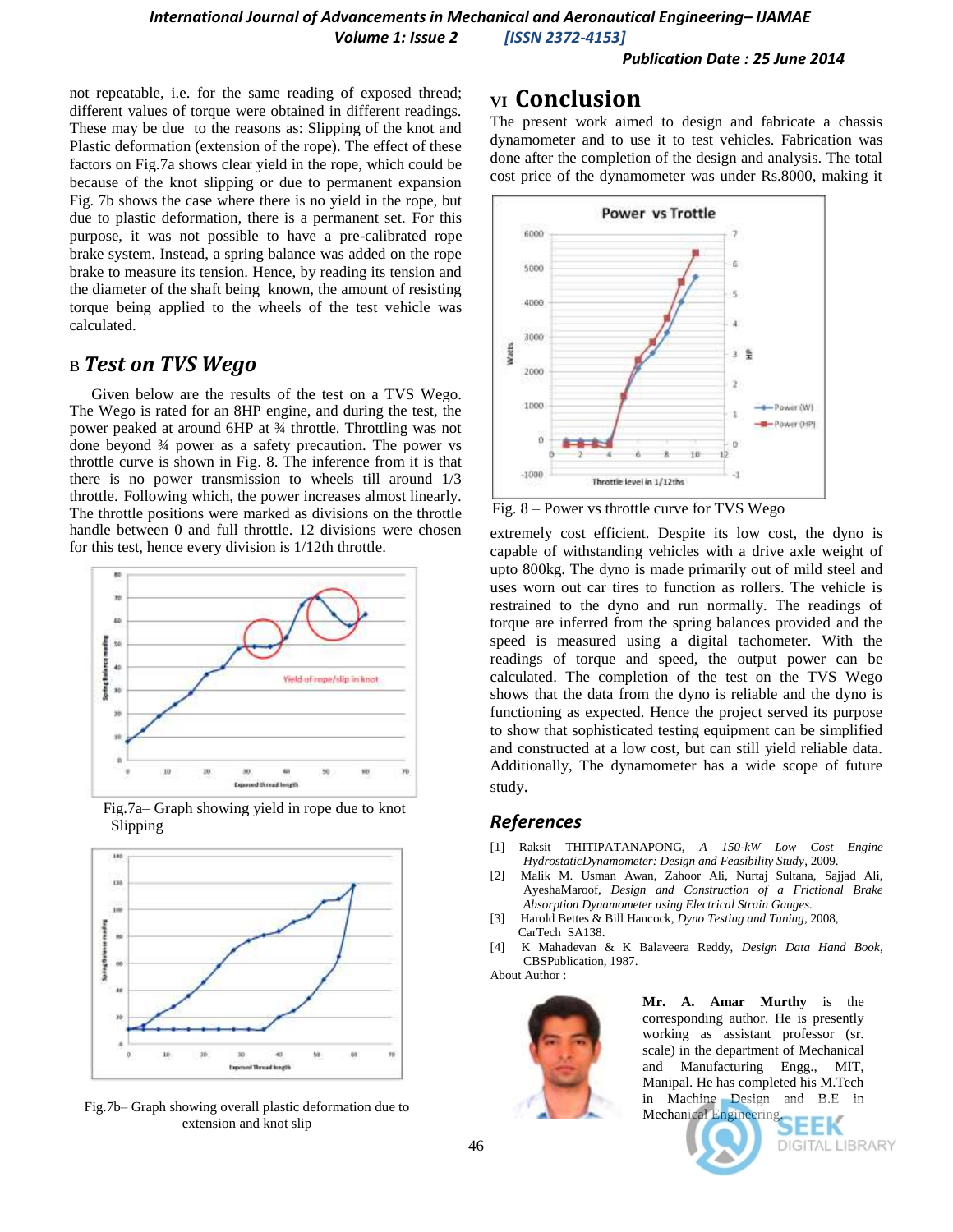not repeatable, i.e. for the same reading of exposed thread; different values of torque were obtained in different readings. These may be due to the reasons as: Slipping of the knot and Plastic deformation (extension of the rope). The effect of these factors on Fig.7a shows clear yield in the rope, which could be because of the knot slipping or due to permanent expansion Fig. 7b shows the case where there is no yield in the rope, but due to plastic deformation, there is a permanent set. For this purpose, it was not possible to have a pre-calibrated rope brake system. Instead, a spring balance was added on the rope brake to measure its tension. Hence, by reading its tension and the diameter of the shaft being known, the amount of resisting torque being applied to the wheels of the test vehicle was calculated.

## B *Test on TVS Wego*

Given below are the results of the test on a TVS Wego. The Wego is rated for an 8HP engine, and during the test, the power peaked at around 6HP at ¾ throttle. Throttling was not done beyond ¾ power as a safety precaution. The power vs throttle curve is shown in Fig. 8. The inference from it is that there is no power transmission to wheels till around 1/3 throttle. Following which, the power increases almost linearly. The throttle positions were marked as divisions on the throttle handle between 0 and full throttle. 12 divisions were chosen for this test, hence every division is 1/12th throttle.

Yield of rope/slip in knot

Spring Balance reading

Exposed thread length

Fig.7a– Graph showing yield in rope due to knot Slipping

Spring Balance reading

Exposed Thread length

Fig.7b– Graph showing overall plastic deformation due to extension and knot slip

## VI Conclusion

The present work aimed to design and fabricate a chassis dynamometer and to use it to test vehicles. Fabrication was done after the completion of the design and analysis. The total cost price of the dynamometer was under Rs.8000, making it extremely cost efficient. Despite its low cost, the dyno is capable of withstanding vehicles with a drive axle weight of upto 800kg. The dyno is made primarily out of mild steel and uses worn out car tires to function as rollers. The vehicle is restrained to the dyno and run normally. The readings of torque are inferred from the spring balances provided and the speed is measured using a digital tachometer. With the readings of torque and speed, the output power can be calculated. The completion of the test on the TVS Wego shows that the data from the dyno is reliable and the dyno is functioning as expected. Hence the project served its purpose to show that sophisticated testing equipment can be simplified and constructed at a low cost, but can still yield reliable data. Additionally, The dynamometer has a wide scope of future study.

Power vs Trottle

Watts

HP

Power (W)

Power (HP)

Throttle level in 1/12ths

Fig. 8 – Power vs throttle curve for TVS Wego

## References

[1] Raksit THITIPATANAPONG, *A 150-kW Low Cost Engine HydrostaticDynamometer: Design and Feasibility Study*, 2009.

[2] Malik M. Usman Awan, Zahoor Ali, Nurtaj Sultana, Sajjad Ali, AyeshaMaroof, *Design and Construction of a Frictional Brake Absorption Dynamometer using Electrical Strain Gauges.*

[3] Harold Bettes & Bill Hancock, *Dyno Testing and Tuning*, 2008, CarTech SA138.

[4] K Mahadevan & K Balaveera Reddy, *Design Data Hand Book*, CBSPublication, 1987.

About Author :

**Mr. A. Amar Murthy** is the corresponding author. He is presently working as assistant professor (sr. scale) in the department of Mechanical and Manufacturing Engg., MIT, Manipal. He has completed his M.Tech in Machine Design and B.E in Mechanical Engineering.